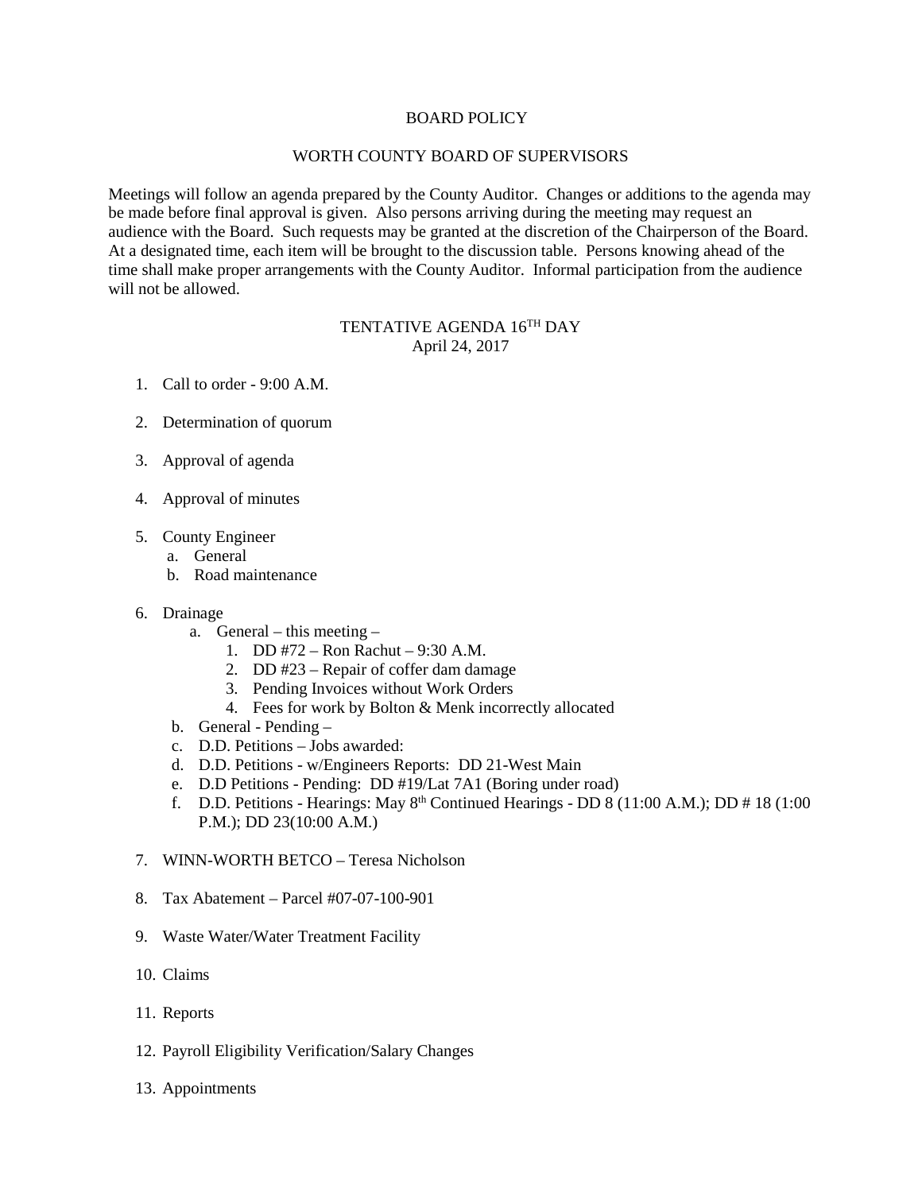# BOARD POLICY

## WORTH COUNTY BOARD OF SUPERVISORS

Meetings will follow an agenda prepared by the County Auditor. Changes or additions to the agenda may be made before final approval is given. Also persons arriving during the meeting may request an audience with the Board. Such requests may be granted at the discretion of the Chairperson of the Board. At a designated time, each item will be brought to the discussion table. Persons knowing ahead of the time shall make proper arrangements with the County Auditor. Informal participation from the audience will not be allowed.

## TENTATIVE AGENDA 16TH DAY
April 24, 2017

1. Call to order - 9:00 A.M.

2. Determination of quorum

3. Approval of agenda

4. Approval of minutes

5. County Engineer
   a. General
   b. Road maintenance

6. Drainage
   a. General – this meeting –
      1. DD #72 – Ron Rachut – 9:30 A.M.
      2. DD #23 – Repair of coffer dam damage
      3. Pending Invoices without Work Orders
      4. Fees for work by Bolton & Menk incorrectly allocated
   b. General - Pending –
   c. D.D. Petitions – Jobs awarded:
   d. D.D. Petitions - w/Engineers Reports: DD 21-West Main
   e. D.D Petitions - Pending: DD #19/Lat 7A1 (Boring under road)
   f. D.D. Petitions - Hearings: May 8th Continued Hearings - DD 8 (11:00 A.M.); DD # 18 (1:00 P.M.); DD 23(10:00 A.M.)

7. WINN-WORTH BETCO – Teresa Nicholson

8. Tax Abatement – Parcel #07-07-100-901

9. Waste Water/Water Treatment Facility

10. Claims

11. Reports

12. Payroll Eligibility Verification/Salary Changes

13. Appointments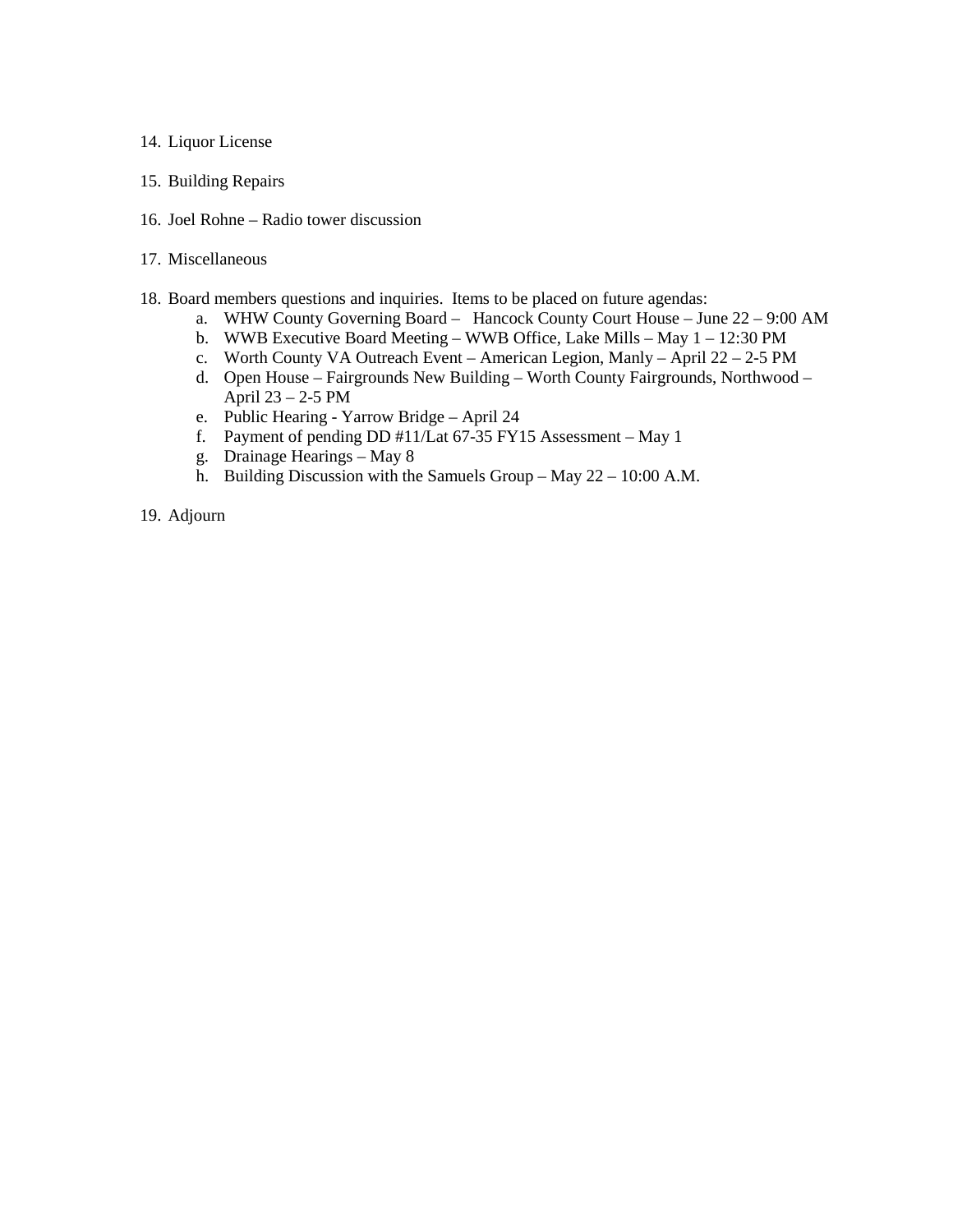14. Liquor License

15. Building Repairs

16. Joel Rohne – Radio tower discussion

17. Miscellaneous

18. Board members questions and inquiries. Items to be placed on future agendas:
    a. WHW County Governing Board – Hancock County Court House – June 22 – 9:00 AM
    b. WWB Executive Board Meeting – WWB Office, Lake Mills – May 1 – 12:30 PM
    c. Worth County VA Outreach Event – American Legion, Manly – April 22 – 2-5 PM
    d. Open House – Fairgrounds New Building – Worth County Fairgrounds, Northwood – April 23 – 2-5 PM
    e. Public Hearing - Yarrow Bridge – April 24
    f. Payment of pending DD #11/Lat 67-35 FY15 Assessment – May 1
    g. Drainage Hearings – May 8
    h. Building Discussion with the Samuels Group – May 22 – 10:00 A.M.

19. Adjourn